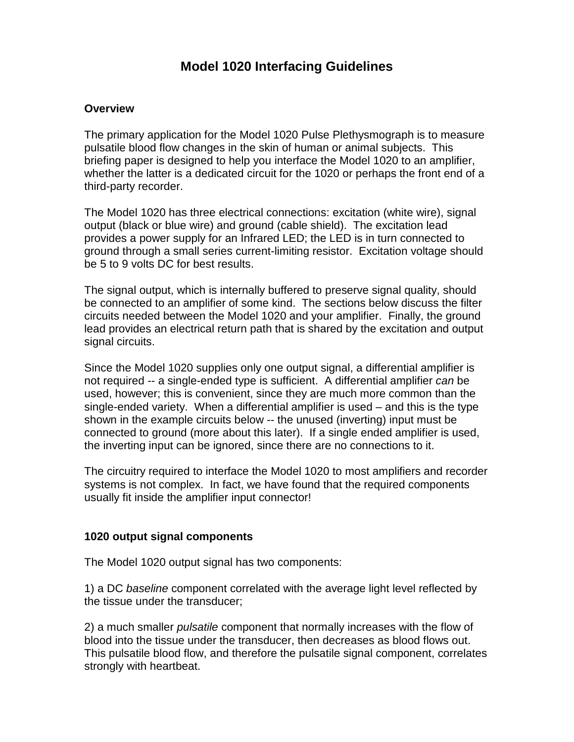# Model 1020 Interfacing Guidelines

## Overview

The primary application for the Model 1020 Pulse Plethysmograph is to measure pulsatile blood flow changes in the skin of human or animal subjects. This briefing paper is designed to help you interface the Model 1020 to an amplifier, whether the latter is a dedicated circuit for the 1020 or perhaps the front end of a third-party recorder.

The Model 1020 has three electrical connections: excitation (white wire), signal output (black or blue wire) and ground (cable shield). The excitation lead provides a power supply for an Infrared LED; the LED is in turn connected to ground through a small series current-limiting resistor. Excitation voltage should be 5 to 9 volts DC for best results.

The signal output, which is internally buffered to preserve signal quality, should be connected to an amplifier of some kind. The sections below discuss the filter circuits needed between the Model 1020 and your amplifier. Finally, the ground lead provides an electrical return path that is shared by the excitation and output signal circuits.

Since the Model 1020 supplies only one output signal, a differential amplifier is not required -- a single-ended type is sufficient. A differential amplifier *can* be used, however; this is convenient, since they are much more common than the single-ended variety. When a differential amplifier is used – and this is the type shown in the example circuits below -- the unused (inverting) input must be connected to ground (more about this later). If a single ended amplifier is used, the inverting input can be ignored, since there are no connections to it.

The circuitry required to interface the Model 1020 to most amplifiers and recorder systems is not complex. In fact, we have found that the required components usually fit inside the amplifier input connector!

## 1020 output signal components

The Model 1020 output signal has two components:

1) a DC *baseline* component correlated with the average light level reflected by the tissue under the transducer;

2) a much smaller *pulsatile* component that normally increases with the flow of blood into the tissue under the transducer, then decreases as blood flows out. This pulsatile blood flow, and therefore the pulsatile signal component, correlates strongly with heartbeat.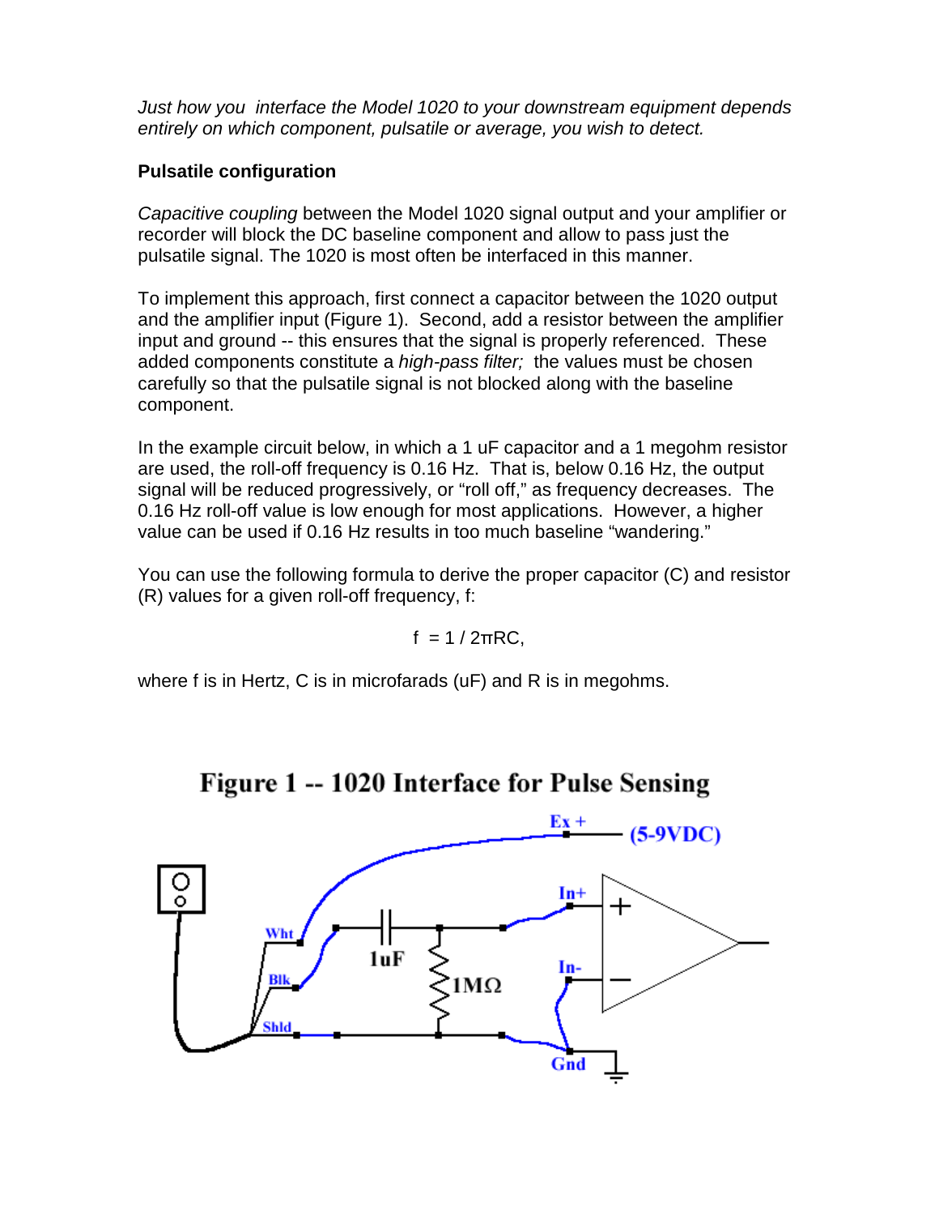*Just how you  interface the Model 1020 to your downstream equipment depends entirely on which component, pulsatile or average, you wish to detect.*

**Pulsatile configuration**

*Capacitive coupling* between the Model 1020 signal output and your amplifier or recorder will block the DC baseline component and allow to pass just the pulsatile signal. The 1020 is most often be interfaced in this manner.

To implement this approach, first connect a capacitor between the 1020 output and the amplifier input (Figure 1).  Second, add a resistor between the amplifier input and ground -- this ensures that the signal is properly referenced.  These added components constitute a *high-pass filter;*  the values must be chosen carefully so that the pulsatile signal is not blocked along with the baseline component.

In the example circuit below, in which a 1 uF capacitor and a 1 megohm resistor are used, the roll-off frequency is 0.16 Hz.  That is, below 0.16 Hz, the output signal will be reduced progressively, or "roll off," as frequency decreases.  The 0.16 Hz roll-off value is low enough for most applications.  However, a higher value can be used if 0.16 Hz results in too much baseline "wandering."

You can use the following formula to derive the proper capacitor (C) and resistor (R) values for a given roll-off frequency, f:

$$f = 1 / 2\pi RC,$$

where f is in Hertz, C is in microfarads (uF) and R is in megohms.

**Figure 1 -- 1020 Interface for Pulse Sensing**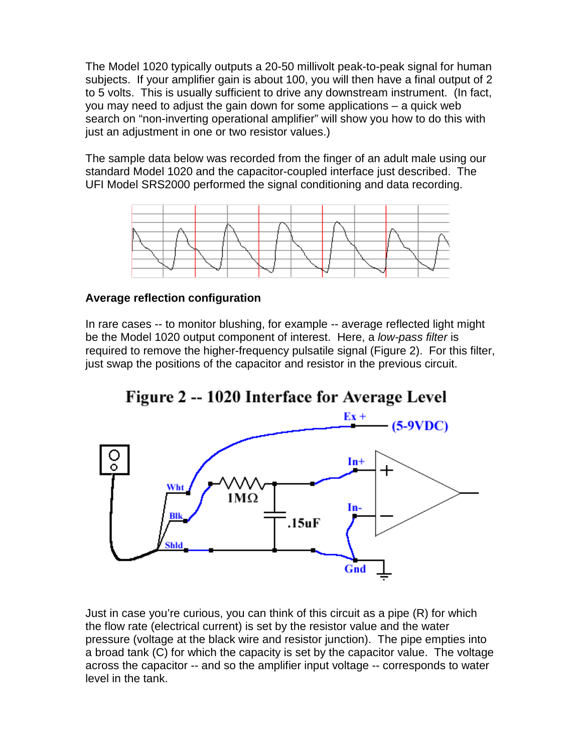The Model 1020 typically outputs a 20-50 millivolt peak-to-peak signal for human subjects. If your amplifier gain is about 100, you will then have a final output of 2 to 5 volts. This is usually sufficient to drive any downstream instrument. (In fact, you may need to adjust the gain down for some applications – a quick web search on "non-inverting operational amplifier" will show you how to do this with just an adjustment in one or two resistor values.)

The sample data below was recorded from the finger of an adult male using our standard Model 1020 and the capacitor-coupled interface just described. The UFI Model SRS2000 performed the signal conditioning and data recording.

**Average reflection configuration**

In rare cases -- to monitor blushing, for example -- average reflected light might be the Model 1020 output component of interest. Here, a *low-pass filter* is required to remove the higher-frequency pulsatile signal (Figure 2). For this filter, just swap the positions of the capacitor and resistor in the previous circuit.

Figure 2 -- 1020 Interface for Average Level

Just in case you're curious, you can think of this circuit as a pipe (R) for which the flow rate (electrical current) is set by the resistor value and the water pressure (voltage at the black wire and resistor junction). The pipe empties into a broad tank (C) for which the capacity is set by the capacitor value. The voltage across the capacitor -- and so the amplifier input voltage -- corresponds to water level in the tank.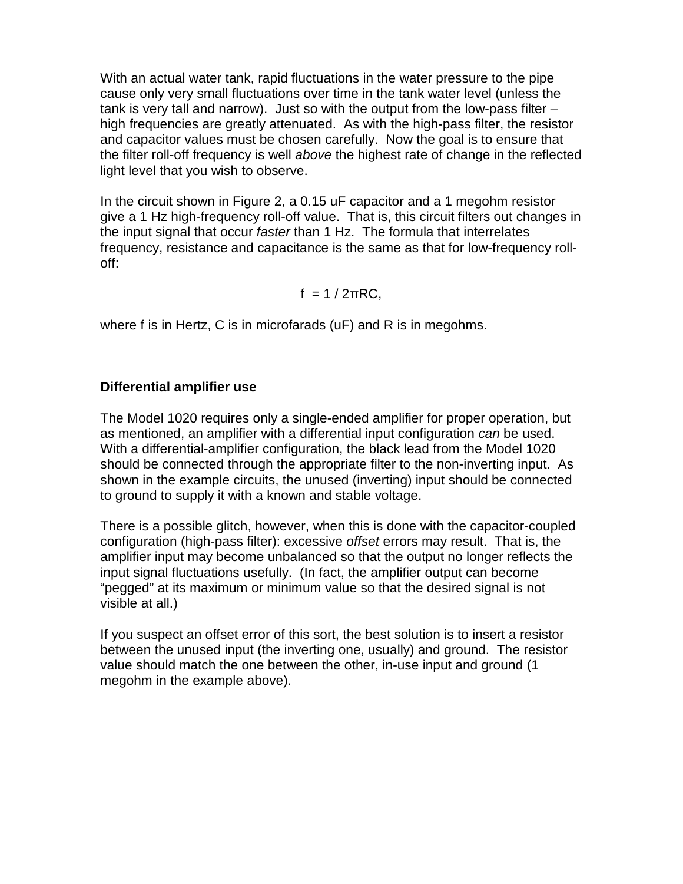With an actual water tank, rapid fluctuations in the water pressure to the pipe cause only very small fluctuations over time in the tank water level (unless the tank is very tall and narrow). Just so with the output from the low-pass filter – high frequencies are greatly attenuated. As with the high-pass filter, the resistor and capacitor values must be chosen carefully. Now the goal is to ensure that the filter roll-off frequency is well *above* the highest rate of change in the reflected light level that you wish to observe.

In the circuit shown in Figure 2, a 0.15 uF capacitor and a 1 megohm resistor give a 1 Hz high-frequency roll-off value. That is, this circuit filters out changes in the input signal that occur *faster* than 1 Hz. The formula that interrelates frequency, resistance and capacitance is the same as that for low-frequency roll-off:

$$f = 1 / 2\pi RC,$$

where f is in Hertz, C is in microfarads (uF) and R is in megohms.

**Differential amplifier use**

The Model 1020 requires only a single-ended amplifier for proper operation, but as mentioned, an amplifier with a differential input configuration *can* be used. With a differential-amplifier configuration, the black lead from the Model 1020 should be connected through the appropriate filter to the non-inverting input. As shown in the example circuits, the unused (inverting) input should be connected to ground to supply it with a known and stable voltage.

There is a possible glitch, however, when this is done with the capacitor-coupled configuration (high-pass filter): excessive *offset* errors may result. That is, the amplifier input may become unbalanced so that the output no longer reflects the input signal fluctuations usefully. (In fact, the amplifier output can become "pegged" at its maximum or minimum value so that the desired signal is not visible at all.)

If you suspect an offset error of this sort, the best solution is to insert a resistor between the unused input (the inverting one, usually) and ground. The resistor value should match the one between the other, in-use input and ground (1 megohm in the example above).